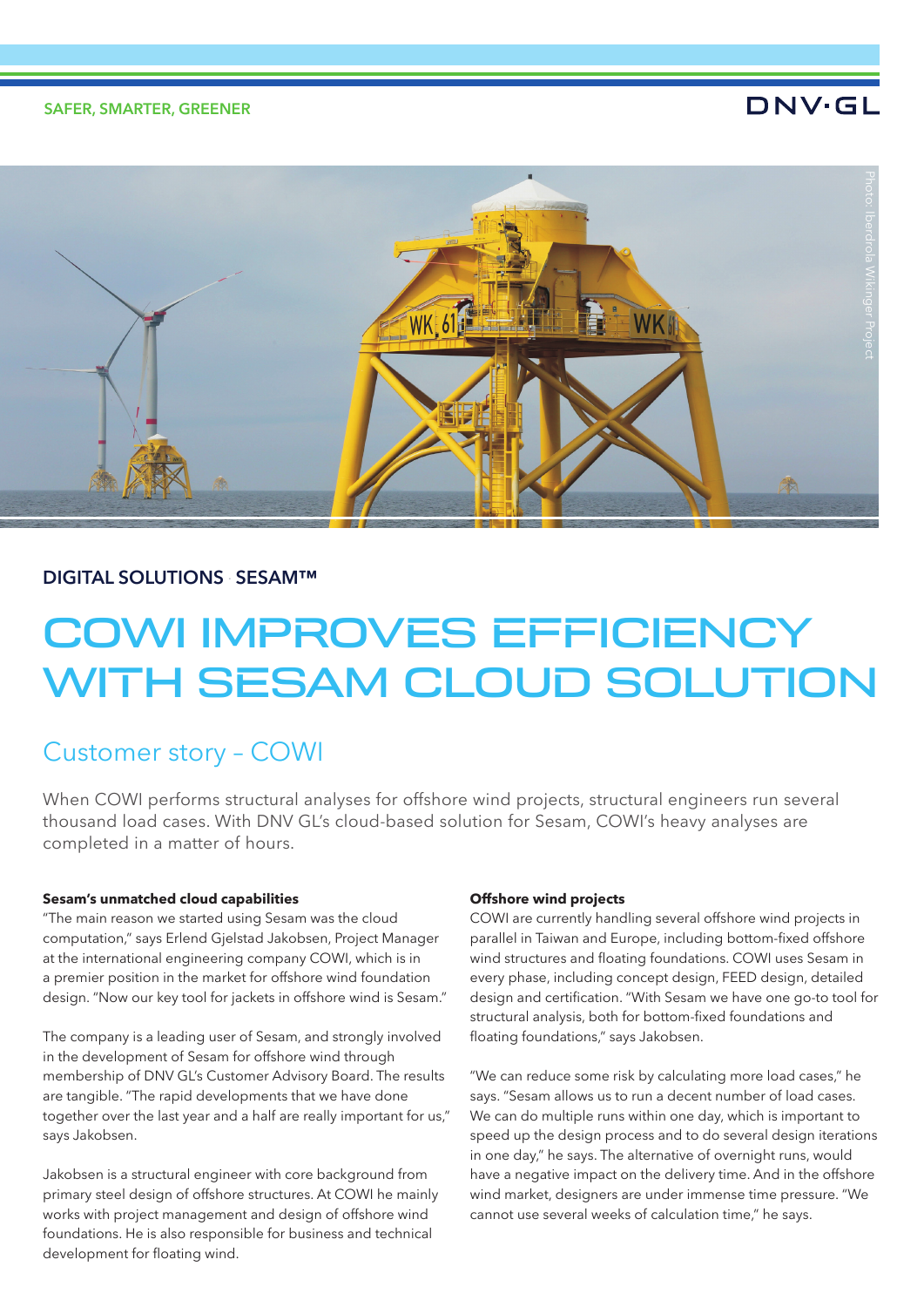SAFER, SMARTER, GREENER

DNV·GL

Photo: Iberdrola Wikinger Project

DIGITAL SOLUTIONS SESAM™

# COWI IMPROVES EFFICIENCY WITH SESAM CLOUD SOLUTION

## Customer story – COWI

When COWI performs structural analyses for offshore wind projects, structural engineers run several thousand load cases. With DNV GL's cloud-based solution for Sesam, COWI's heavy analyses are completed in a matter of hours.

**Sesam's unmatched cloud capabilities**

"The main reason we started using Sesam was the cloud computation," says Erlend Gjelstad Jakobsen, Project Manager at the international engineering company COWI, which is in a premier position in the market for offshore wind foundation design. "Now our key tool for jackets in offshore wind is Sesam."

The company is a leading user of Sesam, and strongly involved in the development of Sesam for offshore wind through membership of DNV GL's Customer Advisory Board. The results are tangible. "The rapid developments that we have done together over the last year and a half are really important for us," says Jakobsen.

Jakobsen is a structural engineer with core background from primary steel design of offshore structures. At COWI he mainly works with project management and design of offshore wind foundations. He is also responsible for business and technical development for floating wind.

**Offshore wind projects**

COWI are currently handling several offshore wind projects in parallel in Taiwan and Europe, including bottom-fixed offshore wind structures and floating foundations. COWI uses Sesam in every phase, including concept design, FEED design, detailed design and certification. "With Sesam we have one go-to tool for structural analysis, both for bottom-fixed foundations and floating foundations," says Jakobsen.

"We can reduce some risk by calculating more load cases," he says. "Sesam allows us to run a decent number of load cases. We can do multiple runs within one day, which is important to speed up the design process and to do several design iterations in one day," he says. The alternative of overnight runs, would have a negative impact on the delivery time. And in the offshore wind market, designers are under immense time pressure. "We cannot use several weeks of calculation time," he says.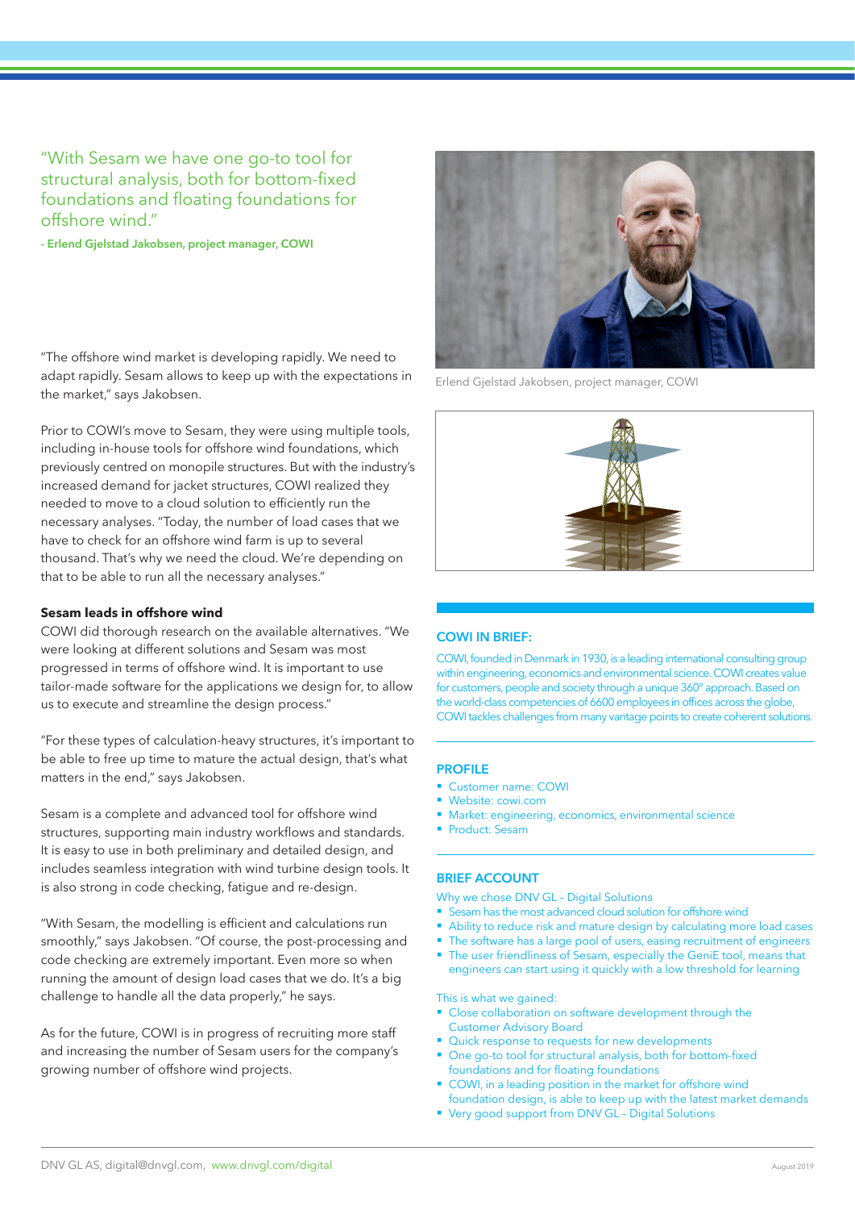"With Sesam we have one go-to tool for structural analysis, both for bottom-fixed foundations and floating foundations for offshore wind."

**- Erlend Gjelstad Jakobsen, project manager, COWI**

"The offshore wind market is developing rapidly. We need to adapt rapidly. Sesam allows to keep up with the expectations in the market," says Jakobsen.

Prior to COWI's move to Sesam, they were using multiple tools, including in-house tools for offshore wind foundations, which previously centred on monopile structures. But with the industry's increased demand for jacket structures, COWI realized they needed to move to a cloud solution to efficiently run the necessary analyses. "Today, the number of load cases that we have to check for an offshore wind farm is up to several thousand. That's why we need the cloud. We're depending on that to be able to run all the necessary analyses."

**Sesam leads in offshore wind**

COWI did thorough research on the available alternatives. "We were looking at different solutions and Sesam was most progressed in terms of offshore wind. It is important to use tailor-made software for the applications we design for, to allow us to execute and streamline the design process."

"For these types of calculation-heavy structures, it's important to be able to free up time to mature the actual design, that's what matters in the end," says Jakobsen.

Sesam is a complete and advanced tool for offshore wind structures, supporting main industry workflows and standards. It is easy to use in both preliminary and detailed design, and includes seamless integration with wind turbine design tools. It is also strong in code checking, fatigue and re-design.

"With Sesam, the modelling is efficient and calculations run smoothly," says Jakobsen. "Of course, the post-processing and code checking are extremely important. Even more so when running the amount of design load cases that we do. It's a big challenge to handle all the data properly," he says.

As for the future, COWI is in progress of recruiting more staff and increasing the number of Sesam users for the company's growing number of offshore wind projects.

Erlend Gjelstad Jakobsen, project manager, COWI

## COWI IN BRIEF:

COWI, founded in Denmark in 1930, is a leading international consulting group within engineering, economics and environmental science. COWI creates value for customers, people and society through a unique 360° approach. Based on the world-class competencies of 6600 employees in offices across the globe, COWI tackles challenges from many vantage points to create coherent solutions.

## PROFILE

- Customer name: COWI
- Website: cowi.com
- Market: engineering, economics, environmental science
- Product: Sesam

## BRIEF ACCOUNT

Why we chose DNV GL – Digital Solutions

- Sesam has the most advanced cloud solution for offshore wind
- Ability to reduce risk and mature design by calculating more load cases
- The software has a large pool of users, easing recruitment of engineers
- The user friendliness of Sesam, especially the GeniE tool, means that engineers can start using it quickly with a low threshold for learning

This is what we gained:

- Close collaboration on software development through the Customer Advisory Board
- Quick response to requests for new developments
- One go-to tool for structural analysis, both for bottom-fixed foundations and for floating foundations
- COWI, in a leading position in the market for offshore wind foundation design, is able to keep up with the latest market demands
- Very good support from DNV GL – Digital Solutions

DNV GL AS, digital@dnvgl.com, www.dnvgl.com/digital

August 2019